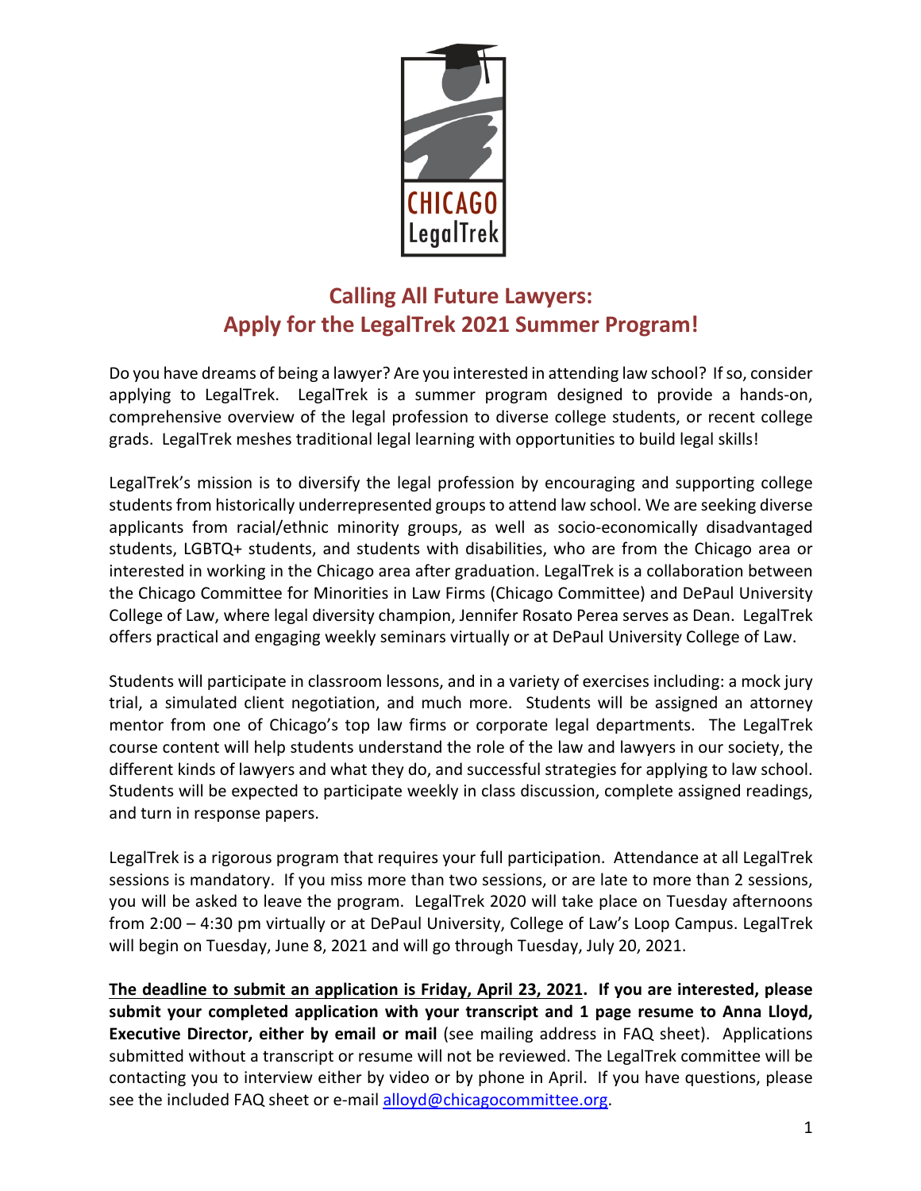# Calling All Future Lawyers: Apply for the LegalTrek 2021 Summer Program!

Do you have dreams of being a lawyer? Are you interested in attending law school? If so, consider applying to LegalTrek. LegalTrek is a summer program designed to provide a hands-on, comprehensive overview of the legal profession to diverse college students, or recent college grads. LegalTrek meshes traditional legal learning with opportunities to build legal skills!

LegalTrek's mission is to diversify the legal profession by encouraging and supporting college students from historically underrepresented groups to attend law school. We are seeking diverse applicants from racial/ethnic minority groups, as well as socio-economically disadvantaged students, LGBTQ+ students, and students with disabilities, who are from the Chicago area or interested in working in the Chicago area after graduation. LegalTrek is a collaboration between the Chicago Committee for Minorities in Law Firms (Chicago Committee) and DePaul University College of Law, where legal diversity champion, Jennifer Rosato Perea serves as Dean. LegalTrek offers practical and engaging weekly seminars virtually or at DePaul University College of Law.

Students will participate in classroom lessons, and in a variety of exercises including: a mock jury trial, a simulated client negotiation, and much more. Students will be assigned an attorney mentor from one of Chicago's top law firms or corporate legal departments. The LegalTrek course content will help students understand the role of the law and lawyers in our society, the different kinds of lawyers and what they do, and successful strategies for applying to law school. Students will be expected to participate weekly in class discussion, complete assigned readings, and turn in response papers.

LegalTrek is a rigorous program that requires your full participation. Attendance at all LegalTrek sessions is mandatory. If you miss more than two sessions, or are late to more than 2 sessions, you will be asked to leave the program. LegalTrek 2020 will take place on Tuesday afternoons from 2:00 – 4:30 pm virtually or at DePaul University, College of Law's Loop Campus. LegalTrek will begin on Tuesday, June 8, 2021 and will go through Tuesday, July 20, 2021.

**The deadline to submit an application is Friday, April 23, 2021. If you are interested, please submit your completed application with your transcript and 1 page resume to Anna Lloyd, Executive Director, either by email or mail** (see mailing address in FAQ sheet). Applications submitted without a transcript or resume will not be reviewed. The LegalTrek committee will be contacting you to interview either by video or by phone in April. If you have questions, please see the included FAQ sheet or e-mail alloyd@chicagocommittee.org.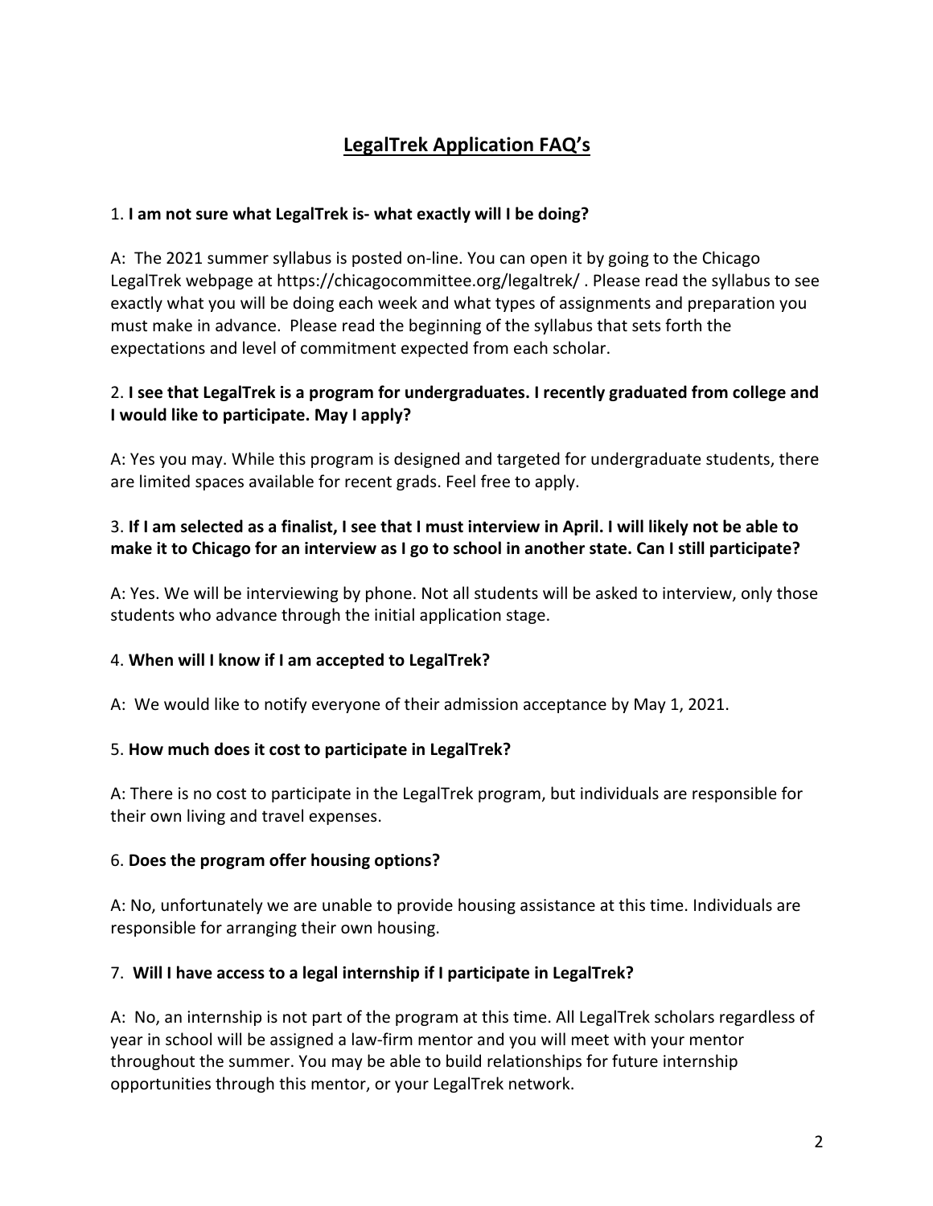# LegalTrek Application FAQ's

1. **I am not sure what LegalTrek is- what exactly will I be doing?**

A: The 2021 summer syllabus is posted on-line. You can open it by going to the Chicago LegalTrek webpage at https://chicagocommittee.org/legaltrek/ . Please read the syllabus to see exactly what you will be doing each week and what types of assignments and preparation you must make in advance. Please read the beginning of the syllabus that sets forth the expectations and level of commitment expected from each scholar.

2. **I see that LegalTrek is a program for undergraduates. I recently graduated from college and I would like to participate. May I apply?**

A: Yes you may. While this program is designed and targeted for undergraduate students, there are limited spaces available for recent grads. Feel free to apply.

3. **If I am selected as a finalist, I see that I must interview in April. I will likely not be able to make it to Chicago for an interview as I go to school in another state. Can I still participate?**

A: Yes. We will be interviewing by phone. Not all students will be asked to interview, only those students who advance through the initial application stage.

4. **When will I know if I am accepted to LegalTrek?**

A: We would like to notify everyone of their admission acceptance by May 1, 2021.

5. **How much does it cost to participate in LegalTrek?**

A: There is no cost to participate in the LegalTrek program, but individuals are responsible for their own living and travel expenses.

6. **Does the program offer housing options?**

A: No, unfortunately we are unable to provide housing assistance at this time. Individuals are responsible for arranging their own housing.

7. **Will I have access to a legal internship if I participate in LegalTrek?**

A: No, an internship is not part of the program at this time. All LegalTrek scholars regardless of year in school will be assigned a law-firm mentor and you will meet with your mentor throughout the summer. You may be able to build relationships for future internship opportunities through this mentor, or your LegalTrek network.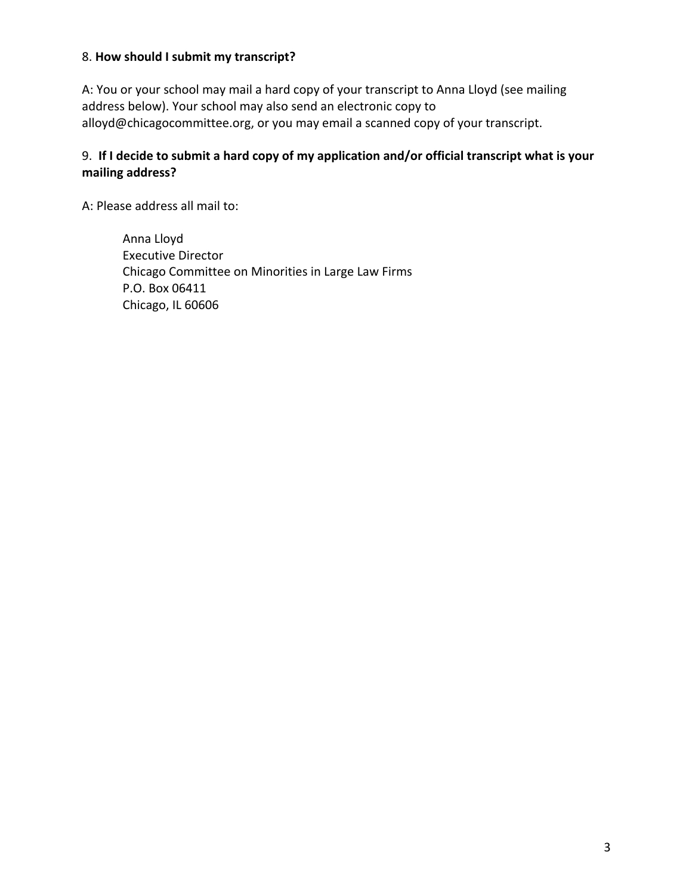8. **How should I submit my transcript?**

A: You or your school may mail a hard copy of your transcript to Anna Lloyd (see mailing address below). Your school may also send an electronic copy to alloyd@chicagocommittee.org, or you may email a scanned copy of your transcript.

9. **If I decide to submit a hard copy of my application and/or official transcript what is your mailing address?**

A: Please address all mail to:

Anna Lloyd
Executive Director
Chicago Committee on Minorities in Large Law Firms
P.O. Box 06411
Chicago, IL 60606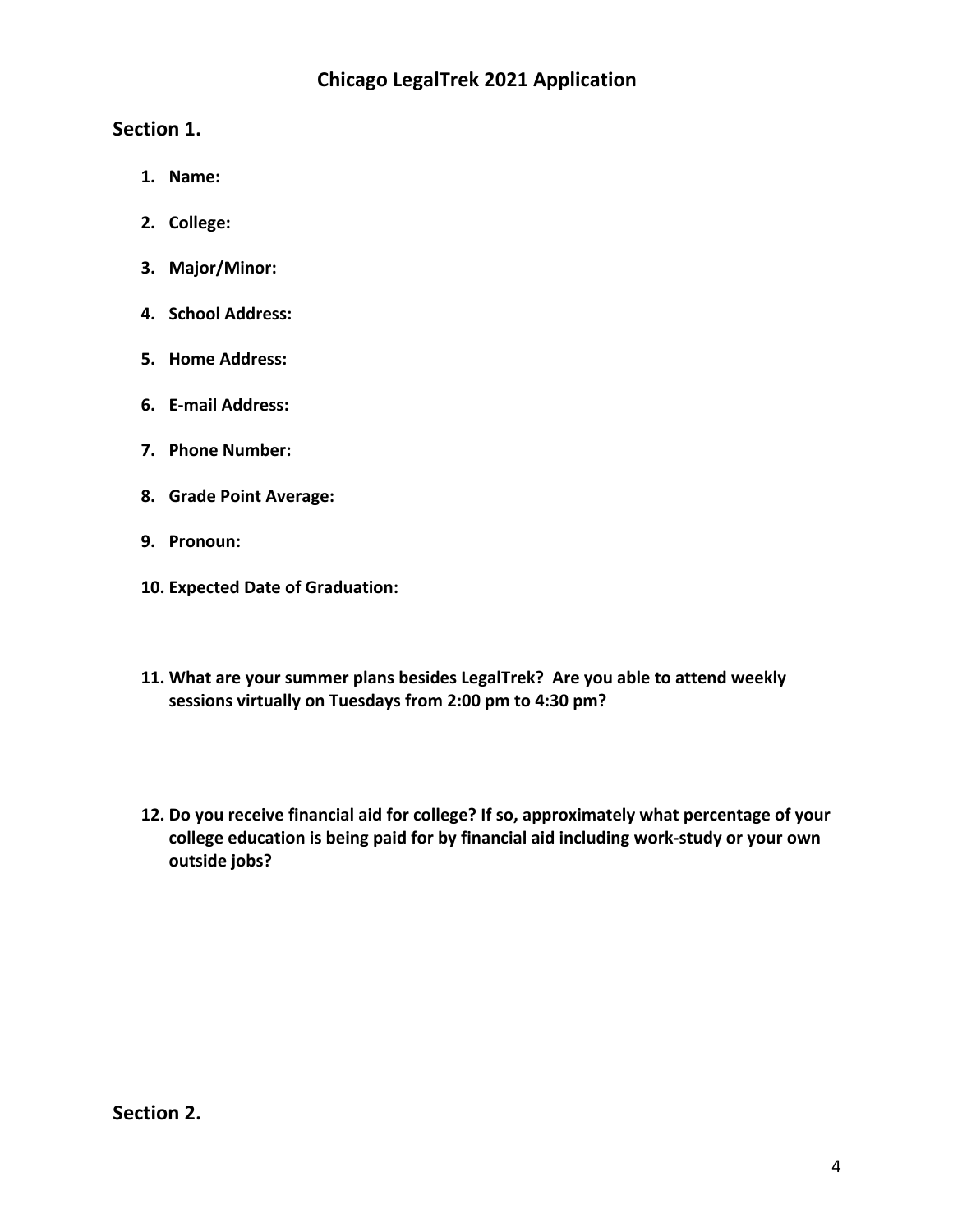# Chicago LegalTrek 2021 Application

## Section 1.

1. **Name:**
2. **College:**
3. **Major/Minor:**
4. **School Address:**
5. **Home Address:**
6. **E-mail Address:**
7. **Phone Number:**
8. **Grade Point Average:**
9. **Pronoun:**
10. **Expected Date of Graduation:**
11. **What are your summer plans besides LegalTrek? Are you able to attend weekly sessions virtually on Tuesdays from 2:00 pm to 4:30 pm?**
12. **Do you receive financial aid for college? If so, approximately what percentage of your college education is being paid for by financial aid including work-study or your own outside jobs?**

## Section 2.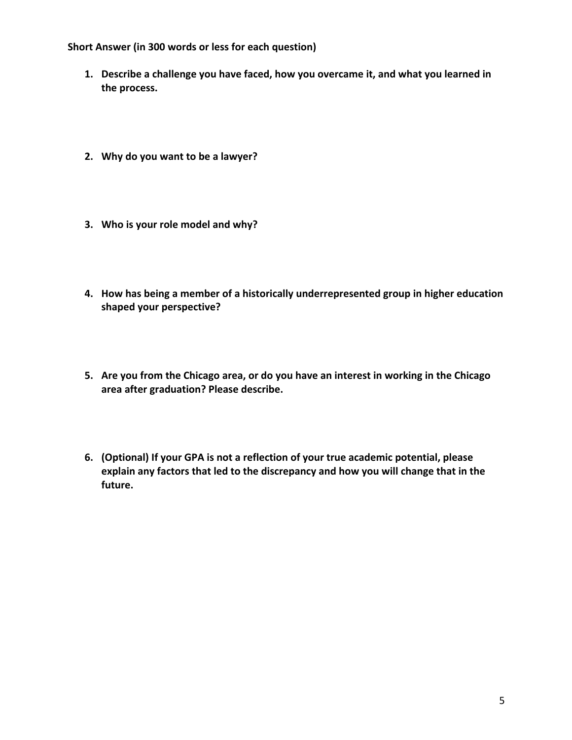**Short Answer (in 300 words or less for each question)**

1. **Describe a challenge you have faced, how you overcame it, and what you learned in the process.**

2. **Why do you want to be a lawyer?**

3. **Who is your role model and why?**

4. **How has being a member of a historically underrepresented group in higher education shaped your perspective?**

5. **Are you from the Chicago area, or do you have an interest in working in the Chicago area after graduation? Please describe.**

6. **(Optional) If your GPA is not a reflection of your true academic potential, please explain any factors that led to the discrepancy and how you will change that in the future.**